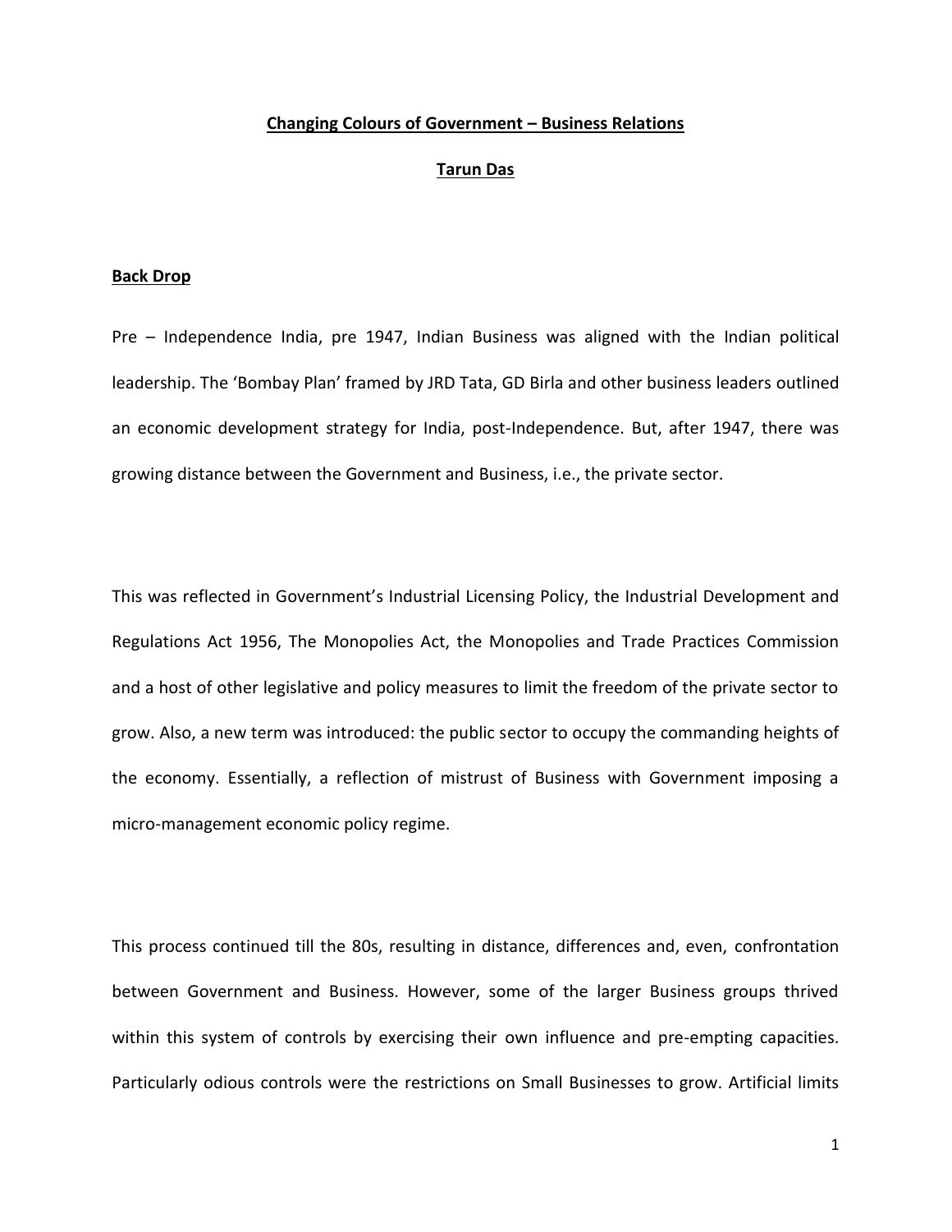# Changing Colours of Government – Business Relations

**Tarun Das**

## Back Drop

Pre – Independence India, pre 1947, Indian Business was aligned with the Indian political leadership. The 'Bombay Plan' framed by JRD Tata, GD Birla and other business leaders outlined an economic development strategy for India, post-Independence. But, after 1947, there was growing distance between the Government and Business, i.e., the private sector.

This was reflected in Government's Industrial Licensing Policy, the Industrial Development and Regulations Act 1956, The Monopolies Act, the Monopolies and Trade Practices Commission and a host of other legislative and policy measures to limit the freedom of the private sector to grow. Also, a new term was introduced: the public sector to occupy the commanding heights of the economy. Essentially, a reflection of mistrust of Business with Government imposing a micro-management economic policy regime.

This process continued till the 80s, resulting in distance, differences and, even, confrontation between Government and Business. However, some of the larger Business groups thrived within this system of controls by exercising their own influence and pre-empting capacities. Particularly odious controls were the restrictions on Small Businesses to grow. Artificial limits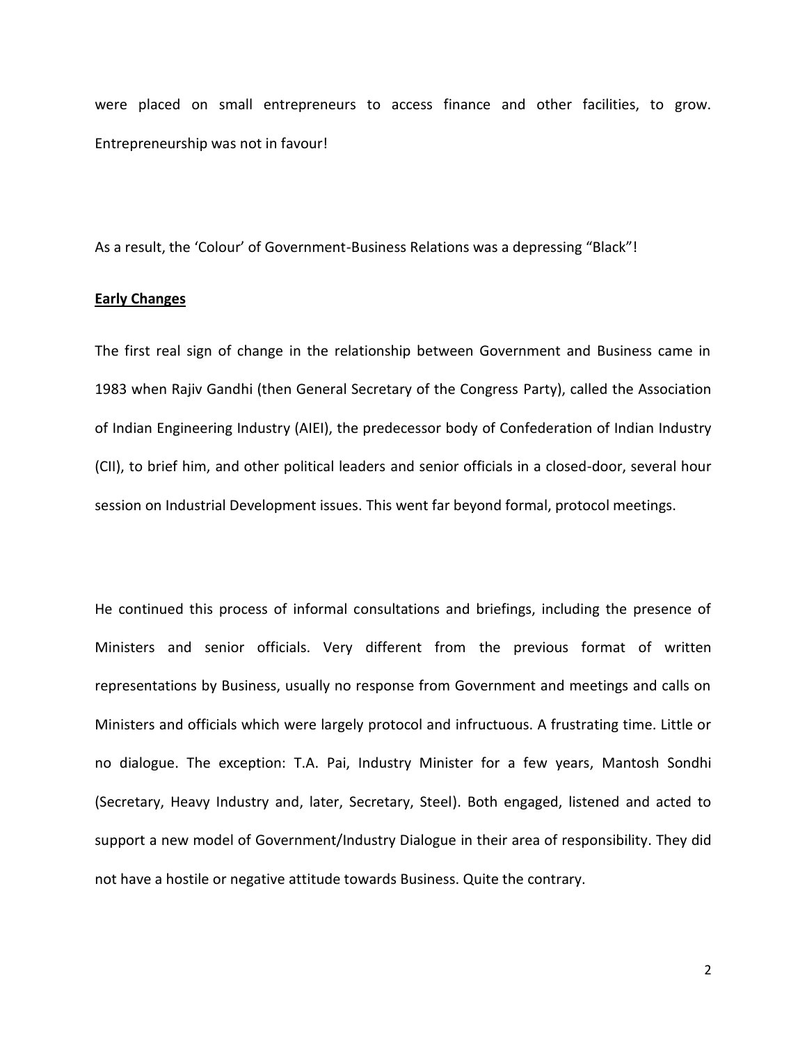were placed on small entrepreneurs to access finance and other facilities, to grow. Entrepreneurship was not in favour!

As a result, the 'Colour' of Government-Business Relations was a depressing "Black"!

**Early Changes**

The first real sign of change in the relationship between Government and Business came in 1983 when Rajiv Gandhi (then General Secretary of the Congress Party), called the Association of Indian Engineering Industry (AIEI), the predecessor body of Confederation of Indian Industry (CII), to brief him, and other political leaders and senior officials in a closed-door, several hour session on Industrial Development issues. This went far beyond formal, protocol meetings.

He continued this process of informal consultations and briefings, including the presence of Ministers and senior officials. Very different from the previous format of written representations by Business, usually no response from Government and meetings and calls on Ministers and officials which were largely protocol and infructuous. A frustrating time. Little or no dialogue. The exception: T.A. Pai, Industry Minister for a few years, Mantosh Sondhi (Secretary, Heavy Industry and, later, Secretary, Steel). Both engaged, listened and acted to support a new model of Government/Industry Dialogue in their area of responsibility. They did not have a hostile or negative attitude towards Business. Quite the contrary.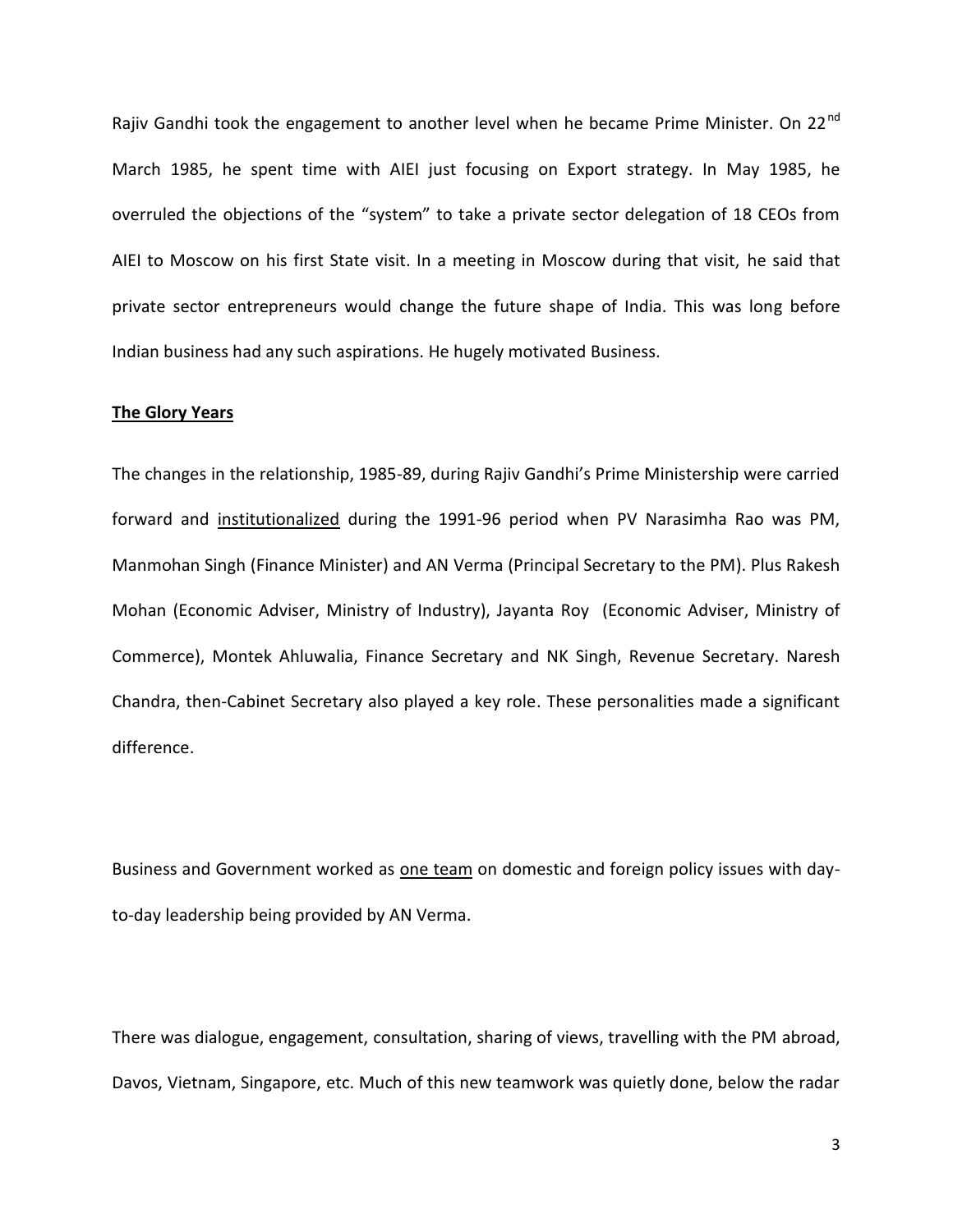Rajiv Gandhi took the engagement to another level when he became Prime Minister. On 22nd March 1985, he spent time with AIEI just focusing on Export strategy. In May 1985, he overruled the objections of the "system" to take a private sector delegation of 18 CEOs from AIEI to Moscow on his first State visit. In a meeting in Moscow during that visit, he said that private sector entrepreneurs would change the future shape of India. This was long before Indian business had any such aspirations. He hugely motivated Business.

**The Glory Years**

The changes in the relationship, 1985-89, during Rajiv Gandhi's Prime Ministership were carried forward and institutionalized during the 1991-96 period when PV Narasimha Rao was PM, Manmohan Singh (Finance Minister) and AN Verma (Principal Secretary to the PM). Plus Rakesh Mohan (Economic Adviser, Ministry of Industry), Jayanta Roy (Economic Adviser, Ministry of Commerce), Montek Ahluwalia, Finance Secretary and NK Singh, Revenue Secretary. Naresh Chandra, then-Cabinet Secretary also played a key role. These personalities made a significant difference.

Business and Government worked as one team on domestic and foreign policy issues with day-to-day leadership being provided by AN Verma.

There was dialogue, engagement, consultation, sharing of views, travelling with the PM abroad, Davos, Vietnam, Singapore, etc. Much of this new teamwork was quietly done, below the radar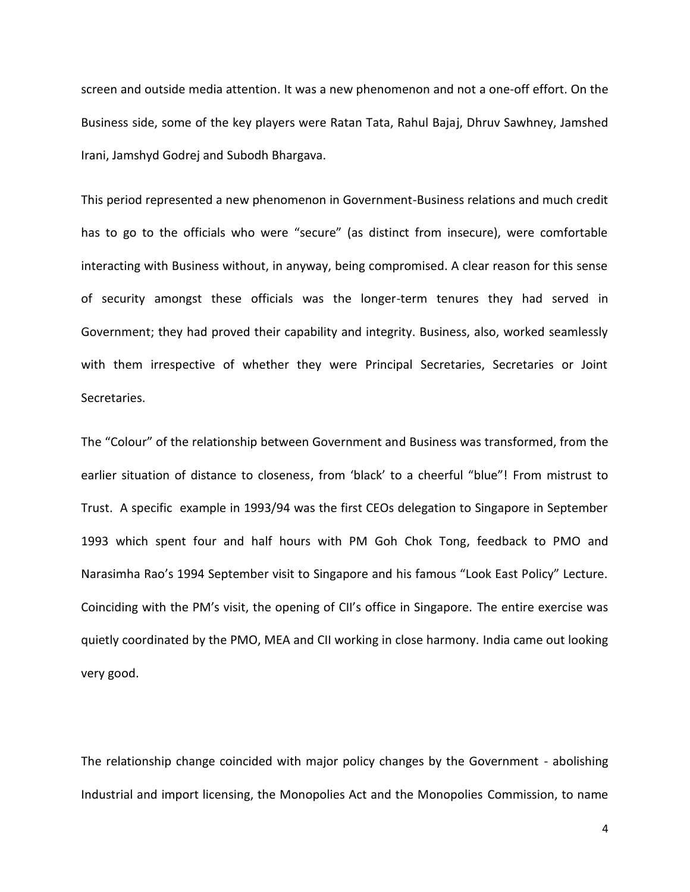screen and outside media attention. It was a new phenomenon and not a one-off effort. On the Business side, some of the key players were Ratan Tata, Rahul Bajaj, Dhruv Sawhney, Jamshed Irani, Jamshyd Godrej and Subodh Bhargava.

This period represented a new phenomenon in Government-Business relations and much credit has to go to the officials who were "secure" (as distinct from insecure), were comfortable interacting with Business without, in anyway, being compromised. A clear reason for this sense of security amongst these officials was the longer-term tenures they had served in Government; they had proved their capability and integrity. Business, also, worked seamlessly with them irrespective of whether they were Principal Secretaries, Secretaries or Joint Secretaries.

The "Colour" of the relationship between Government and Business was transformed, from the earlier situation of distance to closeness, from 'black' to a cheerful "blue"! From mistrust to Trust. A specific example in 1993/94 was the first CEOs delegation to Singapore in September 1993 which spent four and half hours with PM Goh Chok Tong, feedback to PMO and Narasimha Rao's 1994 September visit to Singapore and his famous "Look East Policy" Lecture. Coinciding with the PM's visit, the opening of CII's office in Singapore. The entire exercise was quietly coordinated by the PMO, MEA and CII working in close harmony. India came out looking very good.

The relationship change coincided with major policy changes by the Government - abolishing Industrial and import licensing, the Monopolies Act and the Monopolies Commission, to name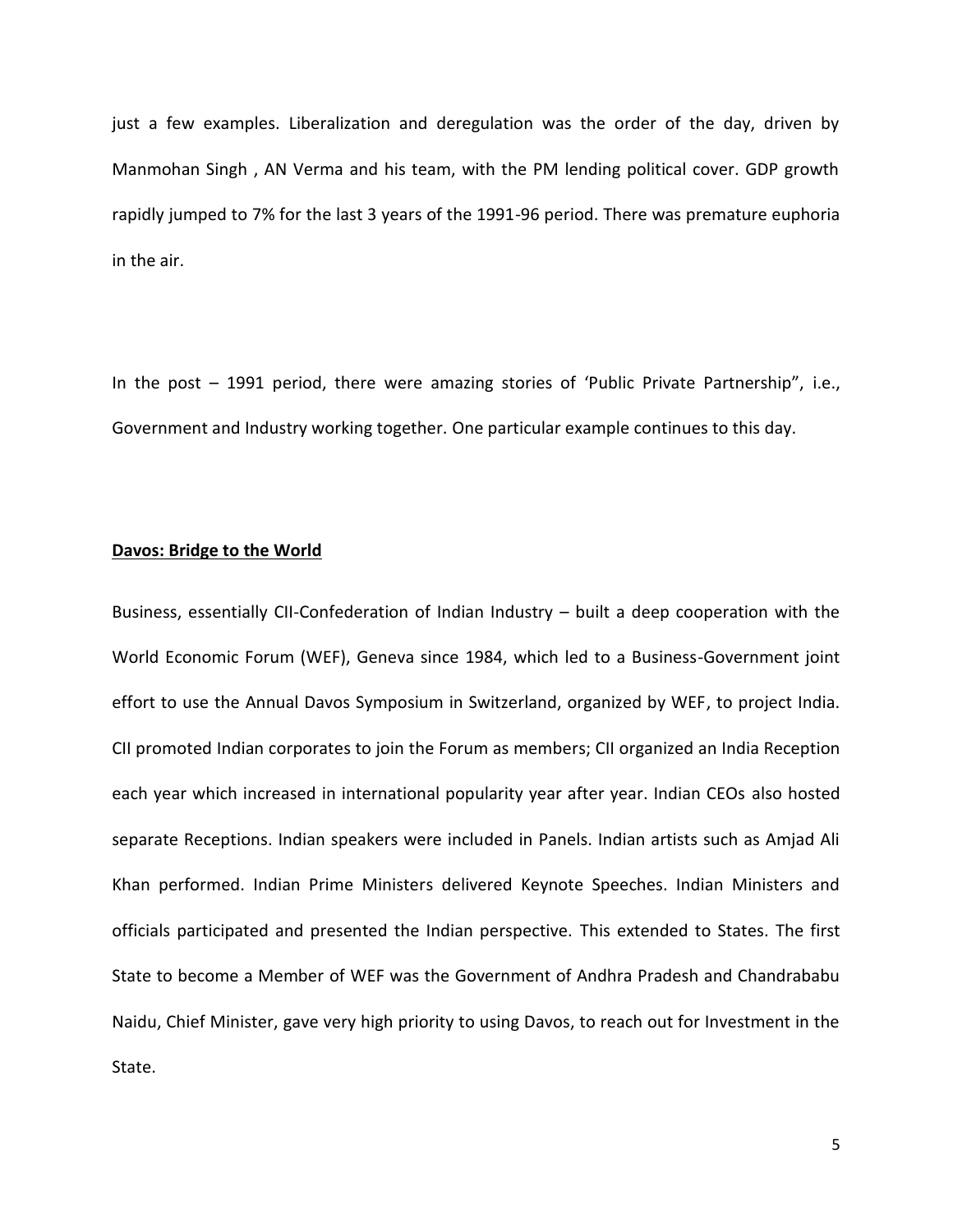just a few examples. Liberalization and deregulation was the order of the day, driven by Manmohan Singh , AN Verma and his team, with the PM lending political cover. GDP growth rapidly jumped to 7% for the last 3 years of the 1991-96 period. There was premature euphoria in the air.

In the post – 1991 period, there were amazing stories of 'Public Private Partnership", i.e., Government and Industry working together. One particular example continues to this day.

**Davos: Bridge to the World**

Business, essentially CII-Confederation of Indian Industry – built a deep cooperation with the World Economic Forum (WEF), Geneva since 1984, which led to a Business-Government joint effort to use the Annual Davos Symposium in Switzerland, organized by WEF, to project India. CII promoted Indian corporates to join the Forum as members; CII organized an India Reception each year which increased in international popularity year after year. Indian CEOs also hosted separate Receptions. Indian speakers were included in Panels. Indian artists such as Amjad Ali Khan performed. Indian Prime Ministers delivered Keynote Speeches. Indian Ministers and officials participated and presented the Indian perspective. This extended to States. The first State to become a Member of WEF was the Government of Andhra Pradesh and Chandrababu Naidu, Chief Minister, gave very high priority to using Davos, to reach out for Investment in the State.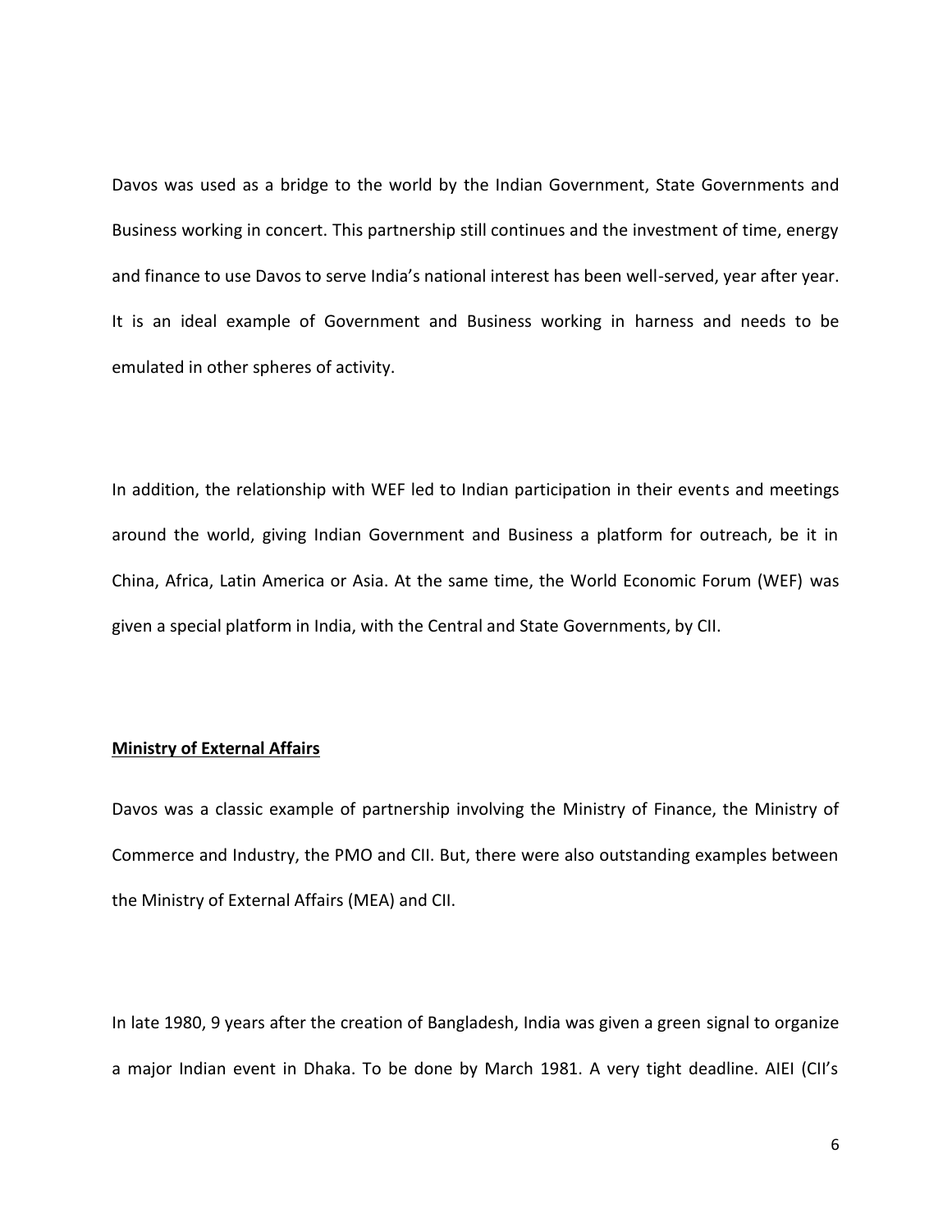Davos was used as a bridge to the world by the Indian Government, State Governments and Business working in concert. This partnership still continues and the investment of time, energy and finance to use Davos to serve India's national interest has been well-served, year after year. It is an ideal example of Government and Business working in harness and needs to be emulated in other spheres of activity.

In addition, the relationship with WEF led to Indian participation in their events and meetings around the world, giving Indian Government and Business a platform for outreach, be it in China, Africa, Latin America or Asia. At the same time, the World Economic Forum (WEF) was given a special platform in India, with the Central and State Governments, by CII.

**<u>Ministry of External Affairs</u>**

Davos was a classic example of partnership involving the Ministry of Finance, the Ministry of Commerce and Industry, the PMO and CII. But, there were also outstanding examples between the Ministry of External Affairs (MEA) and CII.

In late 1980, 9 years after the creation of Bangladesh, India was given a green signal to organize a major Indian event in Dhaka. To be done by March 1981. A very tight deadline. AIEI (CII's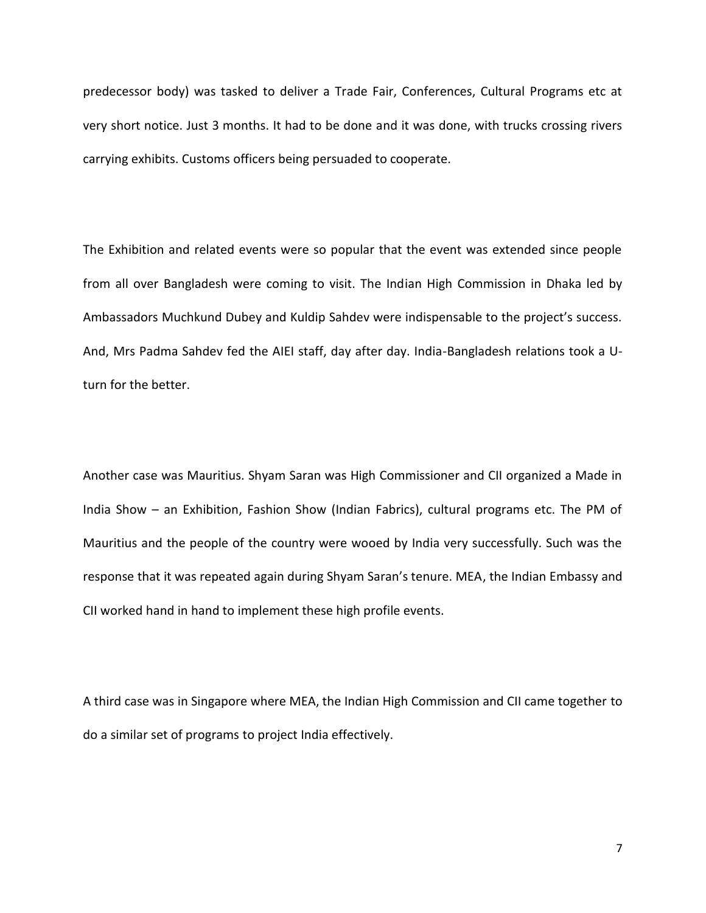predecessor body) was tasked to deliver a Trade Fair, Conferences, Cultural Programs etc at very short notice. Just 3 months. It had to be done and it was done, with trucks crossing rivers carrying exhibits. Customs officers being persuaded to cooperate.

The Exhibition and related events were so popular that the event was extended since people from all over Bangladesh were coming to visit. The Indian High Commission in Dhaka led by Ambassadors Muchkund Dubey and Kuldip Sahdev were indispensable to the project's success. And, Mrs Padma Sahdev fed the AIEI staff, day after day. India-Bangladesh relations took a U-turn for the better.

Another case was Mauritius. Shyam Saran was High Commissioner and CII organized a Made in India Show – an Exhibition, Fashion Show (Indian Fabrics), cultural programs etc. The PM of Mauritius and the people of the country were wooed by India very successfully. Such was the response that it was repeated again during Shyam Saran's tenure. MEA, the Indian Embassy and CII worked hand in hand to implement these high profile events.

A third case was in Singapore where MEA, the Indian High Commission and CII came together to do a similar set of programs to project India effectively.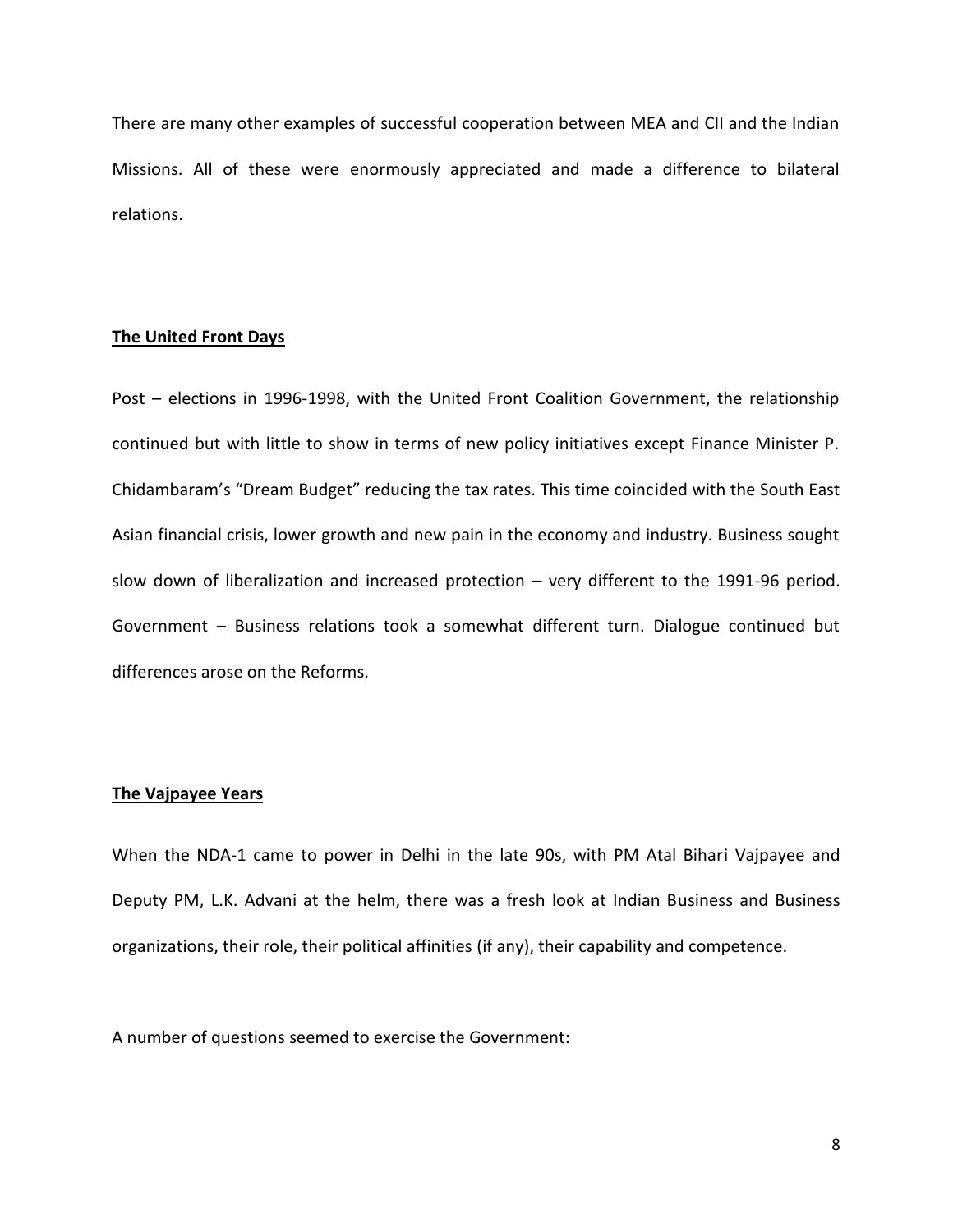There are many other examples of successful cooperation between MEA and CII and the Indian Missions. All of these were enormously appreciated and made a difference to bilateral relations.

**The United Front Days**

Post – elections in 1996-1998, with the United Front Coalition Government, the relationship continued but with little to show in terms of new policy initiatives except Finance Minister P. Chidambaram's "Dream Budget" reducing the tax rates. This time coincided with the South East Asian financial crisis, lower growth and new pain in the economy and industry. Business sought slow down of liberalization and increased protection – very different to the 1991-96 period. Government – Business relations took a somewhat different turn. Dialogue continued but differences arose on the Reforms.

**The Vajpayee Years**

When the NDA-1 came to power in Delhi in the late 90s, with PM Atal Bihari Vajpayee and Deputy PM, L.K. Advani at the helm, there was a fresh look at Indian Business and Business organizations, their role, their political affinities (if any), their capability and competence.

A number of questions seemed to exercise the Government: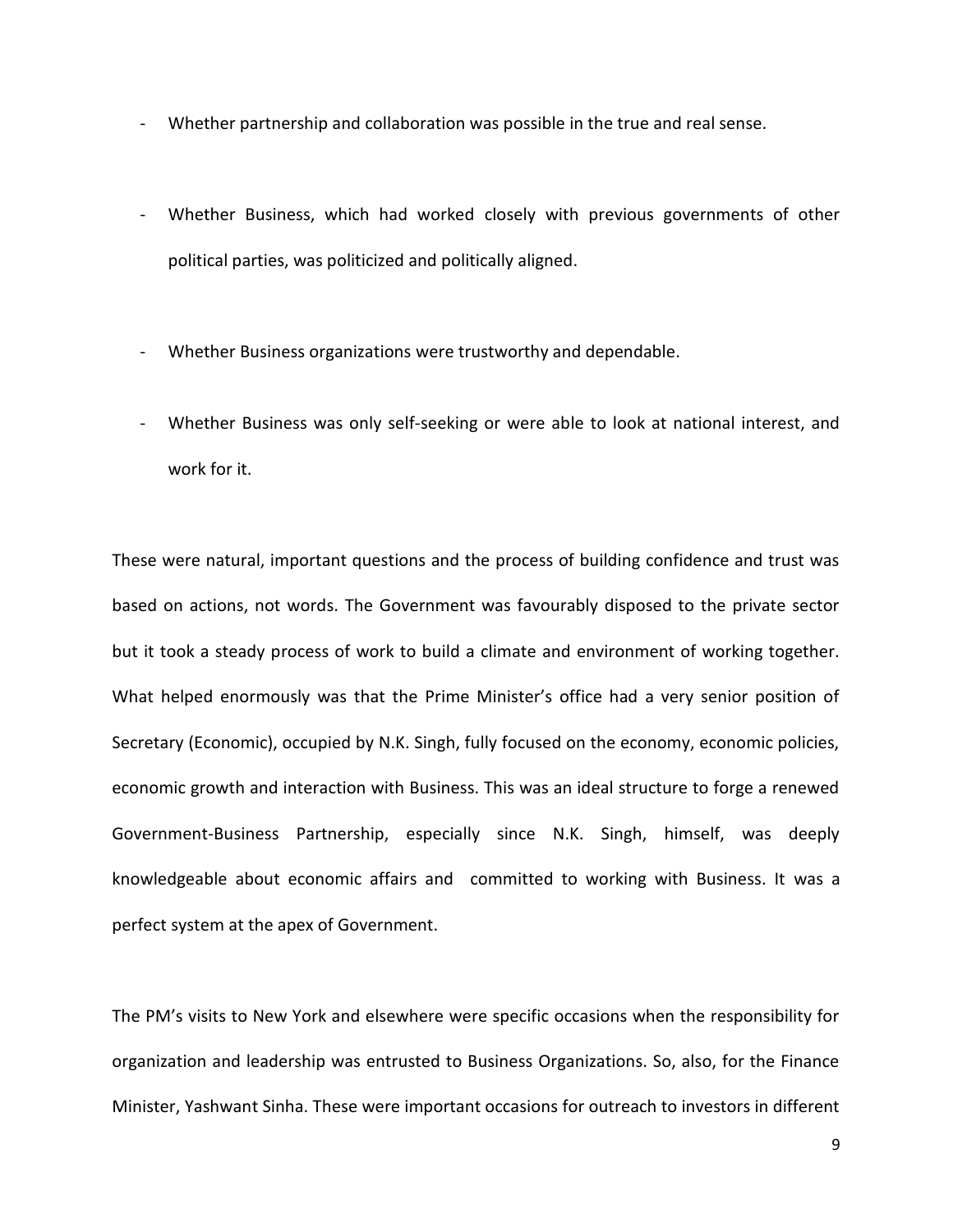- Whether partnership and collaboration was possible in the true and real sense.

- Whether Business, which had worked closely with previous governments of other political parties, was politicized and politically aligned.

- Whether Business organizations were trustworthy and dependable.

- Whether Business was only self-seeking or were able to look at national interest, and work for it.

These were natural, important questions and the process of building confidence and trust was based on actions, not words. The Government was favourably disposed to the private sector but it took a steady process of work to build a climate and environment of working together. What helped enormously was that the Prime Minister's office had a very senior position of Secretary (Economic), occupied by N.K. Singh, fully focused on the economy, economic policies, economic growth and interaction with Business. This was an ideal structure to forge a renewed Government-Business Partnership, especially since N.K. Singh, himself, was deeply knowledgeable about economic affairs and committed to working with Business. It was a perfect system at the apex of Government.

The PM's visits to New York and elsewhere were specific occasions when the responsibility for organization and leadership was entrusted to Business Organizations. So, also, for the Finance Minister, Yashwant Sinha. These were important occasions for outreach to investors in different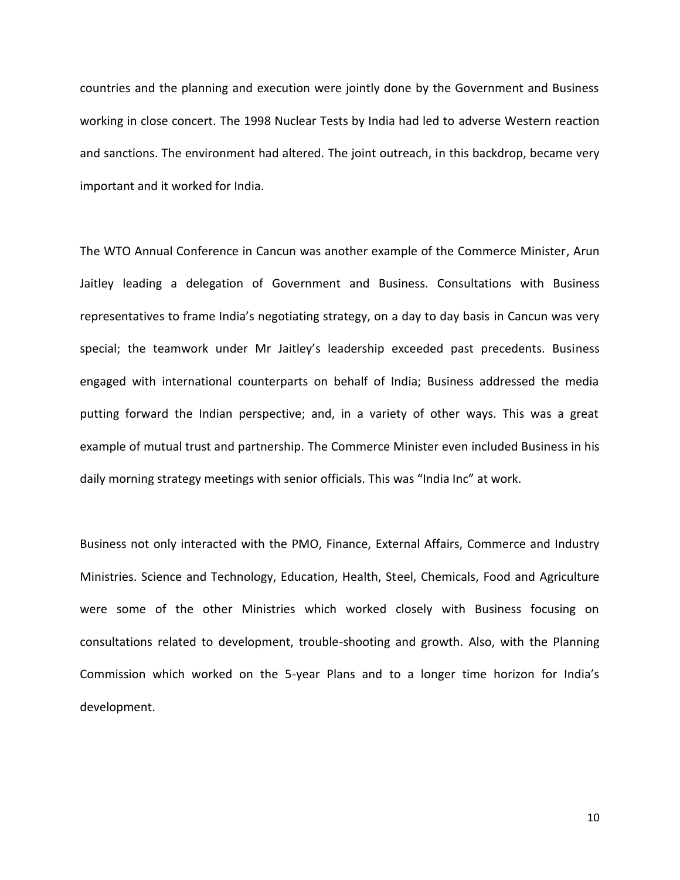countries and the planning and execution were jointly done by the Government and Business working in close concert. The 1998 Nuclear Tests by India had led to adverse Western reaction and sanctions. The environment had altered. The joint outreach, in this backdrop, became very important and it worked for India.

The WTO Annual Conference in Cancun was another example of the Commerce Minister, Arun Jaitley leading a delegation of Government and Business. Consultations with Business representatives to frame India's negotiating strategy, on a day to day basis in Cancun was very special; the teamwork under Mr Jaitley's leadership exceeded past precedents. Business engaged with international counterparts on behalf of India; Business addressed the media putting forward the Indian perspective; and, in a variety of other ways. This was a great example of mutual trust and partnership. The Commerce Minister even included Business in his daily morning strategy meetings with senior officials. This was "India Inc" at work.

Business not only interacted with the PMO, Finance, External Affairs, Commerce and Industry Ministries. Science and Technology, Education, Health, Steel, Chemicals, Food and Agriculture were some of the other Ministries which worked closely with Business focusing on consultations related to development, trouble-shooting and growth. Also, with the Planning Commission which worked on the 5-year Plans and to a longer time horizon for India's development.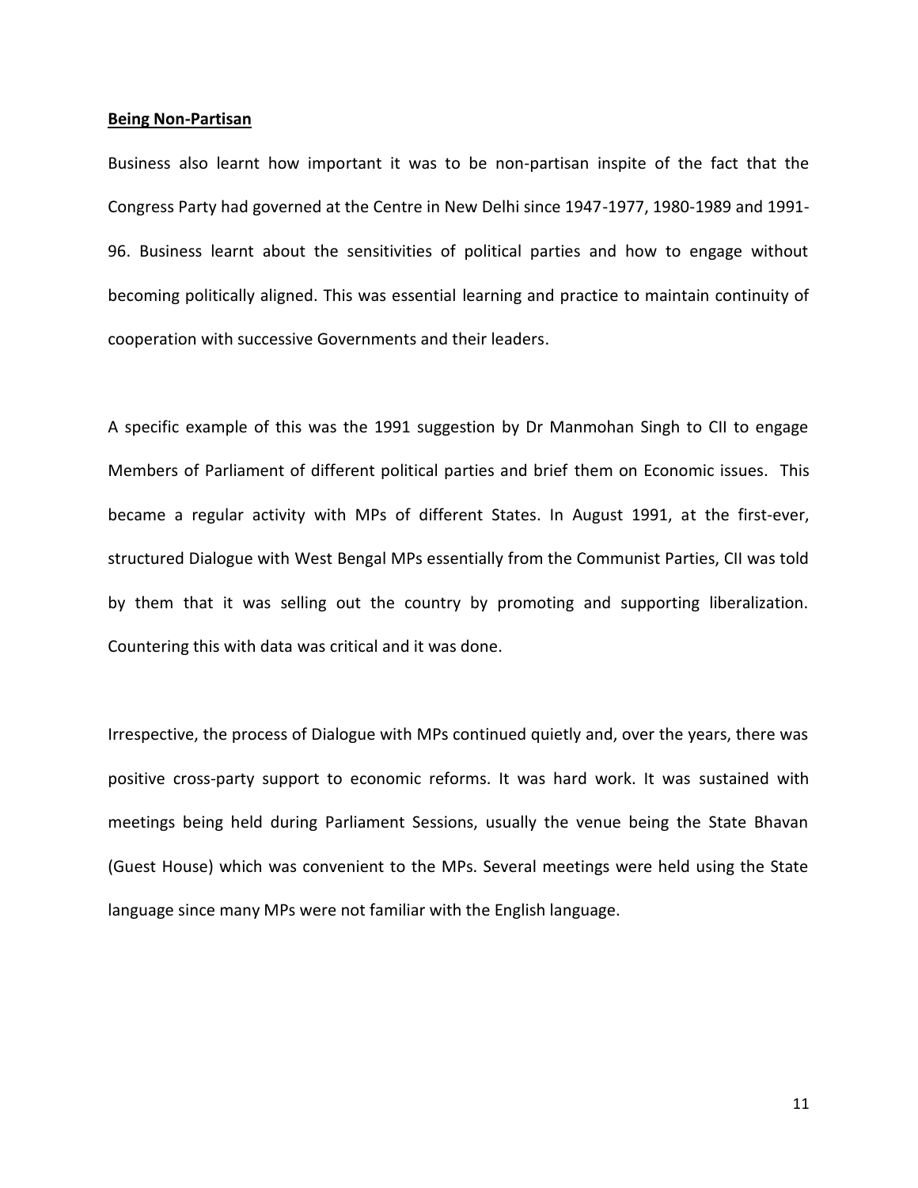## Being Non-Partisan

Business also learnt how important it was to be non-partisan inspite of the fact that the Congress Party had governed at the Centre in New Delhi since 1947-1977, 1980-1989 and 1991-96. Business learnt about the sensitivities of political parties and how to engage without becoming politically aligned. This was essential learning and practice to maintain continuity of cooperation with successive Governments and their leaders.

A specific example of this was the 1991 suggestion by Dr Manmohan Singh to CII to engage Members of Parliament of different political parties and brief them on Economic issues. This became a regular activity with MPs of different States. In August 1991, at the first-ever, structured Dialogue with West Bengal MPs essentially from the Communist Parties, CII was told by them that it was selling out the country by promoting and supporting liberalization. Countering this with data was critical and it was done.

Irrespective, the process of Dialogue with MPs continued quietly and, over the years, there was positive cross-party support to economic reforms. It was hard work. It was sustained with meetings being held during Parliament Sessions, usually the venue being the State Bhavan (Guest House) which was convenient to the MPs. Several meetings were held using the State language since many MPs were not familiar with the English language.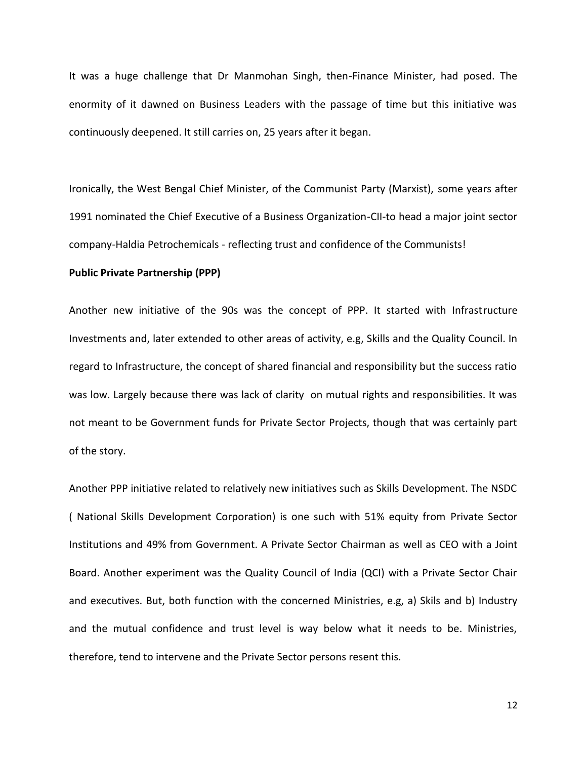It was a huge challenge that Dr Manmohan Singh, then-Finance Minister, had posed. The enormity of it dawned on Business Leaders with the passage of time but this initiative was continuously deepened. It still carries on, 25 years after it began.

Ironically, the West Bengal Chief Minister, of the Communist Party (Marxist), some years after 1991 nominated the Chief Executive of a Business Organization-CII-to head a major joint sector company-Haldia Petrochemicals - reflecting trust and confidence of the Communists!

**Public Private Partnership (PPP)**

Another new initiative of the 90s was the concept of PPP. It started with Infrastructure Investments and, later extended to other areas of activity, e.g, Skills and the Quality Council. In regard to Infrastructure, the concept of shared financial and responsibility but the success ratio was low. Largely because there was lack of clarity on mutual rights and responsibilities. It was not meant to be Government funds for Private Sector Projects, though that was certainly part of the story.

Another PPP initiative related to relatively new initiatives such as Skills Development. The NSDC ( National Skills Development Corporation) is one such with 51% equity from Private Sector Institutions and 49% from Government. A Private Sector Chairman as well as CEO with a Joint Board. Another experiment was the Quality Council of India (QCI) with a Private Sector Chair and executives. But, both function with the concerned Ministries, e.g, a) Skils and b) Industry and the mutual confidence and trust level is way below what it needs to be. Ministries, therefore, tend to intervene and the Private Sector persons resent this.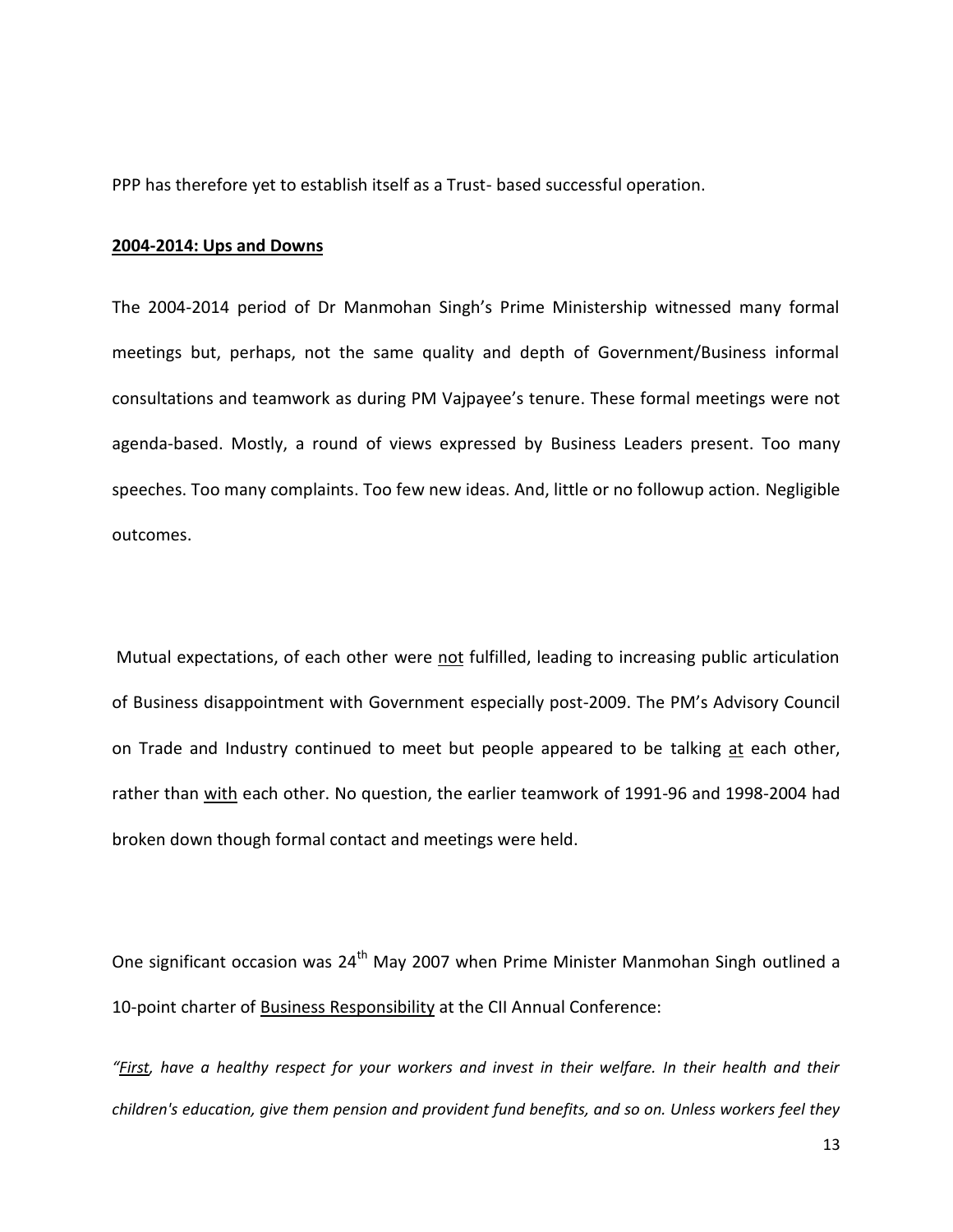PPP has therefore yet to establish itself as a Trust- based successful operation.

**2004-2014: Ups and Downs**

The 2004-2014 period of Dr Manmohan Singh's Prime Ministership witnessed many formal meetings but, perhaps, not the same quality and depth of Government/Business informal consultations and teamwork as during PM Vajpayee's tenure. These formal meetings were not agenda-based. Mostly, a round of views expressed by Business Leaders present. Too many speeches. Too many complaints. Too few new ideas. And, little or no followup action. Negligible outcomes.

Mutual expectations, of each other were not fulfilled, leading to increasing public articulation of Business disappointment with Government especially post-2009. The PM's Advisory Council on Trade and Industry continued to meet but people appeared to be talking at each other, rather than with each other. No question, the earlier teamwork of 1991-96 and 1998-2004 had broken down though formal contact and meetings were held.

One significant occasion was 24th May 2007 when Prime Minister Manmohan Singh outlined a 10-point charter of Business Responsibility at the CII Annual Conference:

*"First, have a healthy respect for your workers and invest in their welfare. In their health and their children's education, give them pension and provident fund benefits, and so on. Unless workers feel they*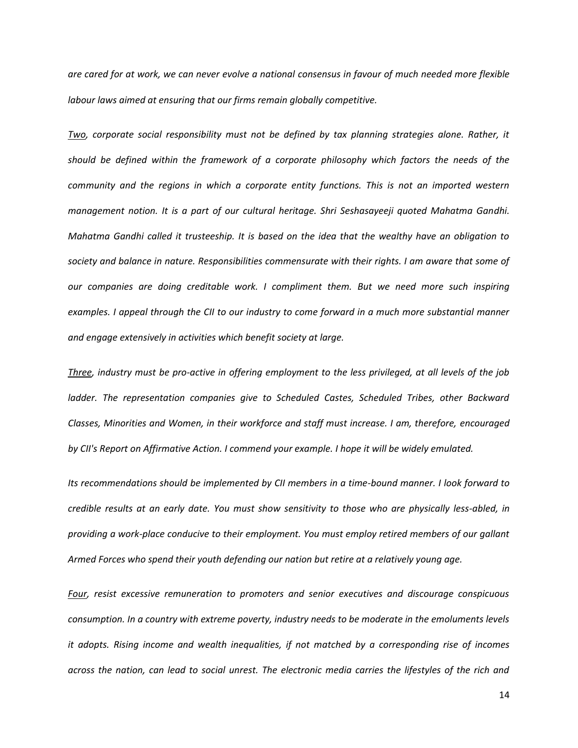*are cared for at work, we can never evolve a national consensus in favour of much needed more flexible labour laws aimed at ensuring that our firms remain globally competitive.*

*Two, corporate social responsibility must not be defined by tax planning strategies alone. Rather, it should be defined within the framework of a corporate philosophy which factors the needs of the community and the regions in which a corporate entity functions. This is not an imported western management notion. It is a part of our cultural heritage. Shri Seshasayeeji quoted Mahatma Gandhi. Mahatma Gandhi called it trusteeship. It is based on the idea that the wealthy have an obligation to society and balance in nature. Responsibilities commensurate with their rights. I am aware that some of our companies are doing creditable work. I compliment them. But we need more such inspiring examples. I appeal through the CII to our industry to come forward in a much more substantial manner and engage extensively in activities which benefit society at large.*

*Three, industry must be pro-active in offering employment to the less privileged, at all levels of the job ladder. The representation companies give to Scheduled Castes, Scheduled Tribes, other Backward Classes, Minorities and Women, in their workforce and staff must increase. I am, therefore, encouraged by CII's Report on Affirmative Action. I commend your example. I hope it will be widely emulated.*

*Its recommendations should be implemented by CII members in a time-bound manner. I look forward to credible results at an early date. You must show sensitivity to those who are physically less-abled, in providing a work-place conducive to their employment. You must employ retired members of our gallant Armed Forces who spend their youth defending our nation but retire at a relatively young age.*

*Four, resist excessive remuneration to promoters and senior executives and discourage conspicuous consumption. In a country with extreme poverty, industry needs to be moderate in the emoluments levels it adopts. Rising income and wealth inequalities, if not matched by a corresponding rise of incomes across the nation, can lead to social unrest. The electronic media carries the lifestyles of the rich and*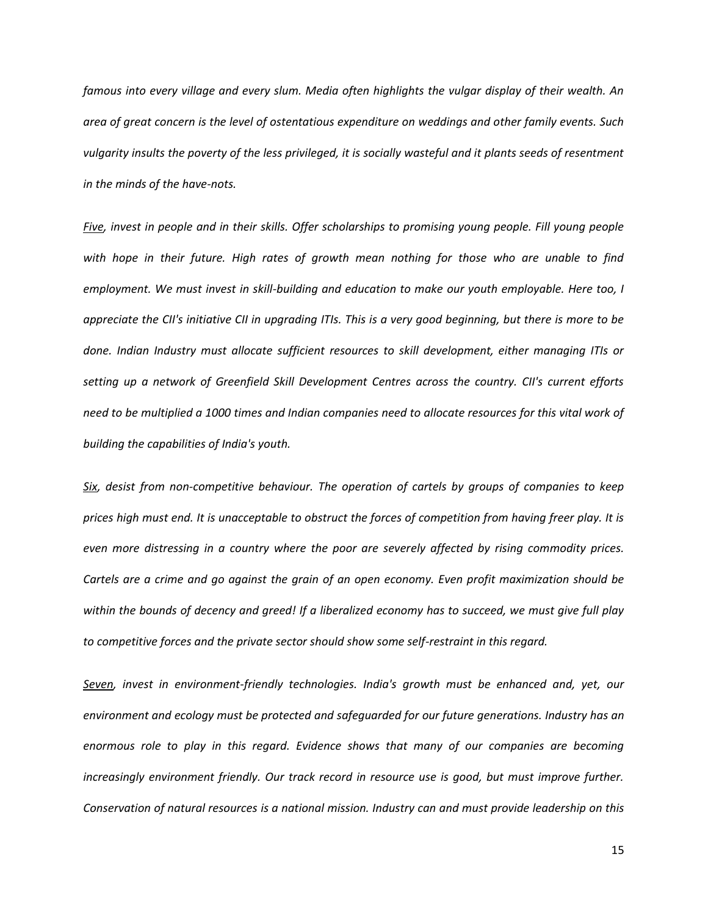*famous into every village and every slum. Media often highlights the vulgar display of their wealth. An area of great concern is the level of ostentatious expenditure on weddings and other family events. Such vulgarity insults the poverty of the less privileged, it is socially wasteful and it plants seeds of resentment in the minds of the have-nots.*

*<u>Five</u>, invest in people and in their skills. Offer scholarships to promising young people. Fill young people with hope in their future. High rates of growth mean nothing for those who are unable to find employment. We must invest in skill-building and education to make our youth employable. Here too, I appreciate the CII's initiative CII in upgrading ITIs. This is a very good beginning, but there is more to be done. Indian Industry must allocate sufficient resources to skill development, either managing ITIs or setting up a network of Greenfield Skill Development Centres across the country. CII's current efforts need to be multiplied a 1000 times and Indian companies need to allocate resources for this vital work of building the capabilities of India's youth.*

*<u>Six</u>, desist from non-competitive behaviour. The operation of cartels by groups of companies to keep prices high must end. It is unacceptable to obstruct the forces of competition from having freer play. It is even more distressing in a country where the poor are severely affected by rising commodity prices. Cartels are a crime and go against the grain of an open economy. Even profit maximization should be within the bounds of decency and greed! If a liberalized economy has to succeed, we must give full play to competitive forces and the private sector should show some self-restraint in this regard.*

*<u>Seven</u>, invest in environment-friendly technologies. India's growth must be enhanced and, yet, our environment and ecology must be protected and safeguarded for our future generations. Industry has an enormous role to play in this regard. Evidence shows that many of our companies are becoming increasingly environment friendly. Our track record in resource use is good, but must improve further. Conservation of natural resources is a national mission. Industry can and must provide leadership on this*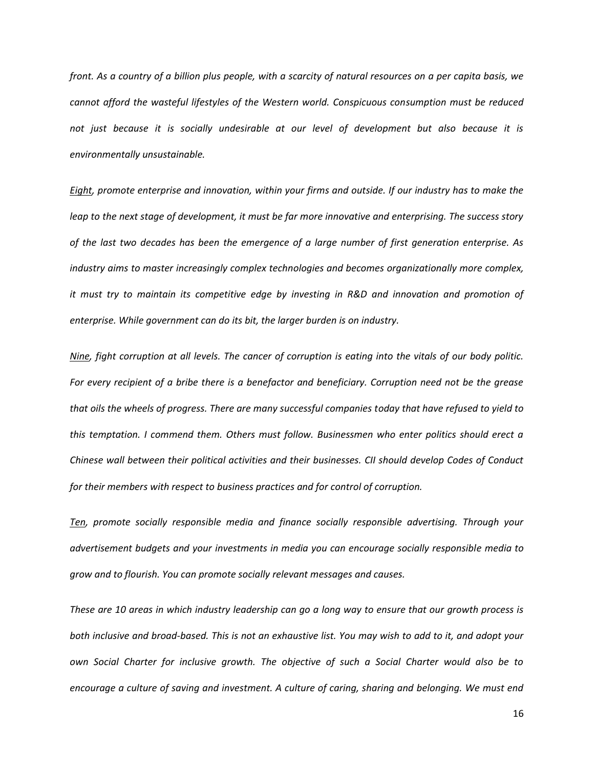*front. As a country of a billion plus people, with a scarcity of natural resources on a per capita basis, we cannot afford the wasteful lifestyles of the Western world. Conspicuous consumption must be reduced not just because it is socially undesirable at our level of development but also because it is environmentally unsustainable.*

*Eight, promote enterprise and innovation, within your firms and outside. If our industry has to make the leap to the next stage of development, it must be far more innovative and enterprising. The success story of the last two decades has been the emergence of a large number of first generation enterprise. As industry aims to master increasingly complex technologies and becomes organizationally more complex, it must try to maintain its competitive edge by investing in R&D and innovation and promotion of enterprise. While government can do its bit, the larger burden is on industry.*

*Nine, fight corruption at all levels. The cancer of corruption is eating into the vitals of our body politic. For every recipient of a bribe there is a benefactor and beneficiary. Corruption need not be the grease that oils the wheels of progress. There are many successful companies today that have refused to yield to this temptation. I commend them. Others must follow. Businessmen who enter politics should erect a Chinese wall between their political activities and their businesses. CII should develop Codes of Conduct for their members with respect to business practices and for control of corruption.*

*Ten, promote socially responsible media and finance socially responsible advertising. Through your advertisement budgets and your investments in media you can encourage socially responsible media to grow and to flourish. You can promote socially relevant messages and causes.*

*These are 10 areas in which industry leadership can go a long way to ensure that our growth process is both inclusive and broad-based. This is not an exhaustive list. You may wish to add to it, and adopt your own Social Charter for inclusive growth. The objective of such a Social Charter would also be to encourage a culture of saving and investment. A culture of caring, sharing and belonging. We must end*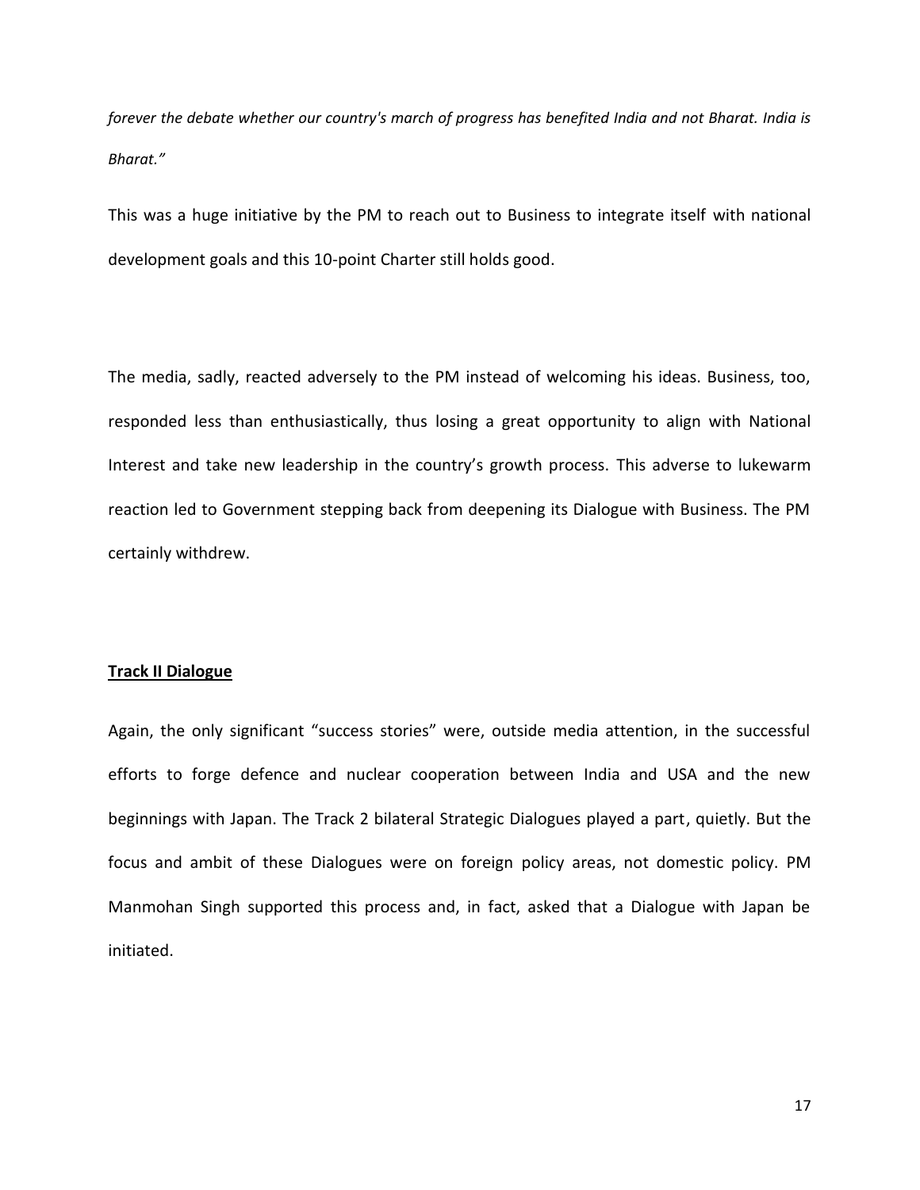*forever the debate whether our country's march of progress has benefited India and not Bharat. India is Bharat."*

This was a huge initiative by the PM to reach out to Business to integrate itself with national development goals and this 10-point Charter still holds good.

The media, sadly, reacted adversely to the PM instead of welcoming his ideas. Business, too, responded less than enthusiastically, thus losing a great opportunity to align with National Interest and take new leadership in the country's growth process. This adverse to lukewarm reaction led to Government stepping back from deepening its Dialogue with Business. The PM certainly withdrew.

**Track II Dialogue**

Again, the only significant "success stories" were, outside media attention, in the successful efforts to forge defence and nuclear cooperation between India and USA and the new beginnings with Japan. The Track 2 bilateral Strategic Dialogues played a part, quietly. But the focus and ambit of these Dialogues were on foreign policy areas, not domestic policy. PM Manmohan Singh supported this process and, in fact, asked that a Dialogue with Japan be initiated.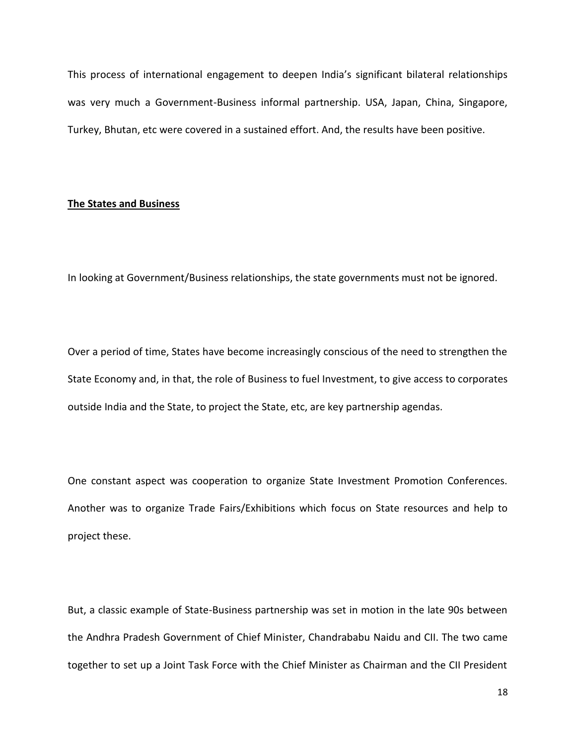This process of international engagement to deepen India's significant bilateral relationships was very much a Government-Business informal partnership. USA, Japan, China, Singapore, Turkey, Bhutan, etc were covered in a sustained effort. And, the results have been positive.

**The States and Business**

In looking at Government/Business relationships, the state governments must not be ignored.

Over a period of time, States have become increasingly conscious of the need to strengthen the State Economy and, in that, the role of Business to fuel Investment, to give access to corporates outside India and the State, to project the State, etc, are key partnership agendas.

One constant aspect was cooperation to organize State Investment Promotion Conferences. Another was to organize Trade Fairs/Exhibitions which focus on State resources and help to project these.

But, a classic example of State-Business partnership was set in motion in the late 90s between the Andhra Pradesh Government of Chief Minister, Chandrababu Naidu and CII. The two came together to set up a Joint Task Force with the Chief Minister as Chairman and the CII President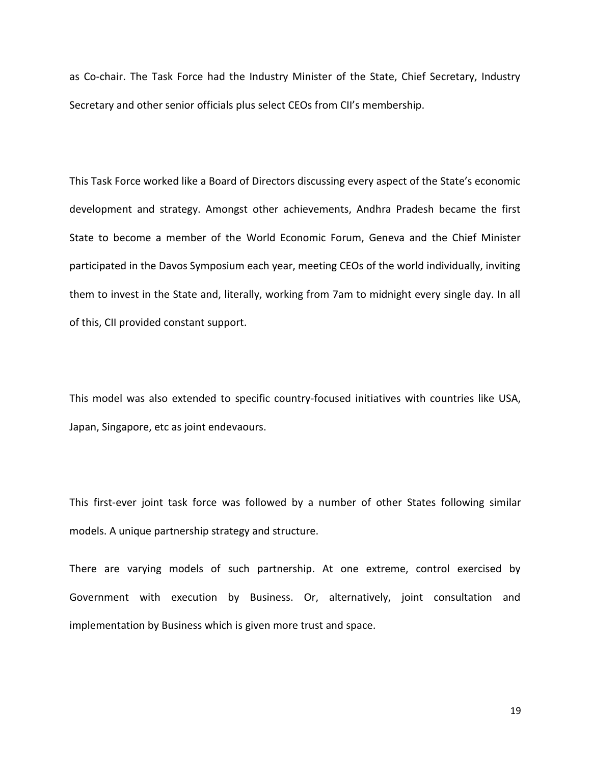as Co-chair. The Task Force had the Industry Minister of the State, Chief Secretary, Industry Secretary and other senior officials plus select CEOs from CII's membership.

This Task Force worked like a Board of Directors discussing every aspect of the State's economic development and strategy. Amongst other achievements, Andhra Pradesh became the first State to become a member of the World Economic Forum, Geneva and the Chief Minister participated in the Davos Symposium each year, meeting CEOs of the world individually, inviting them to invest in the State and, literally, working from 7am to midnight every single day. In all of this, CII provided constant support.

This model was also extended to specific country-focused initiatives with countries like USA, Japan, Singapore, etc as joint endevaours.

This first-ever joint task force was followed by a number of other States following similar models. A unique partnership strategy and structure.

There are varying models of such partnership. At one extreme, control exercised by Government with execution by Business. Or, alternatively, joint consultation and implementation by Business which is given more trust and space.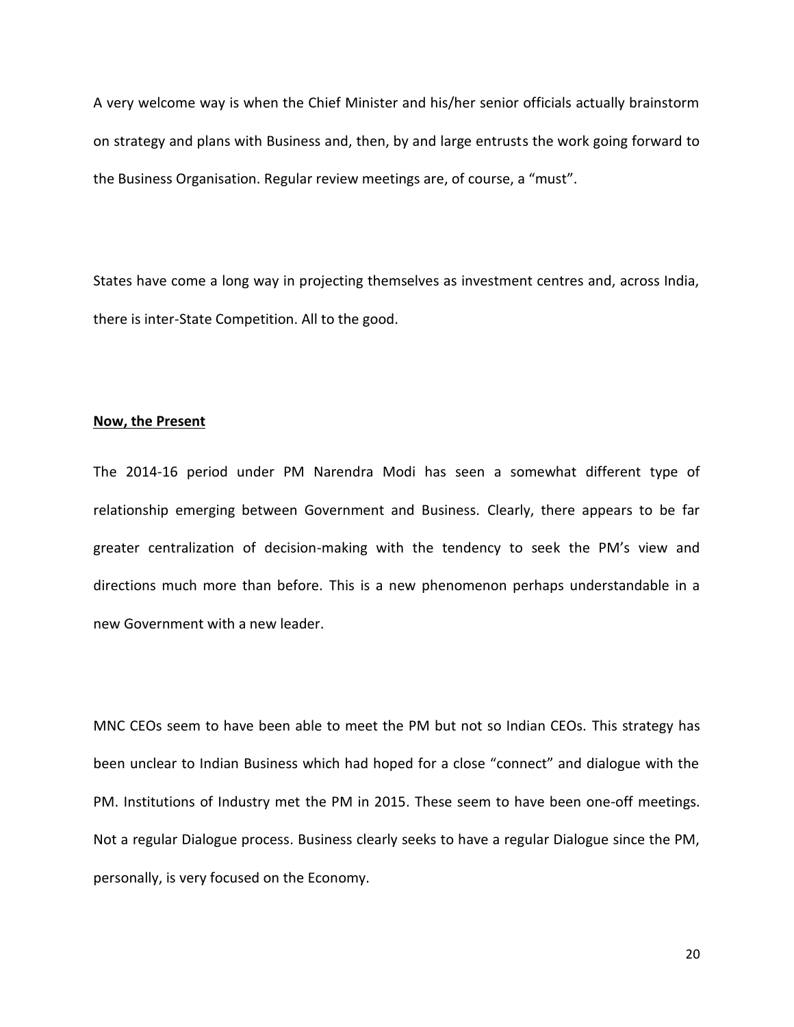A very welcome way is when the Chief Minister and his/her senior officials actually brainstorm on strategy and plans with Business and, then, by and large entrusts the work going forward to the Business Organisation. Regular review meetings are, of course, a "must".

States have come a long way in projecting themselves as investment centres and, across India, there is inter-State Competition. All to the good.

**Now, the Present**

The 2014-16 period under PM Narendra Modi has seen a somewhat different type of relationship emerging between Government and Business. Clearly, there appears to be far greater centralization of decision-making with the tendency to seek the PM's view and directions much more than before. This is a new phenomenon perhaps understandable in a new Government with a new leader.

MNC CEOs seem to have been able to meet the PM but not so Indian CEOs. This strategy has been unclear to Indian Business which had hoped for a close "connect" and dialogue with the PM. Institutions of Industry met the PM in 2015. These seem to have been one-off meetings. Not a regular Dialogue process. Business clearly seeks to have a regular Dialogue since the PM, personally, is very focused on the Economy.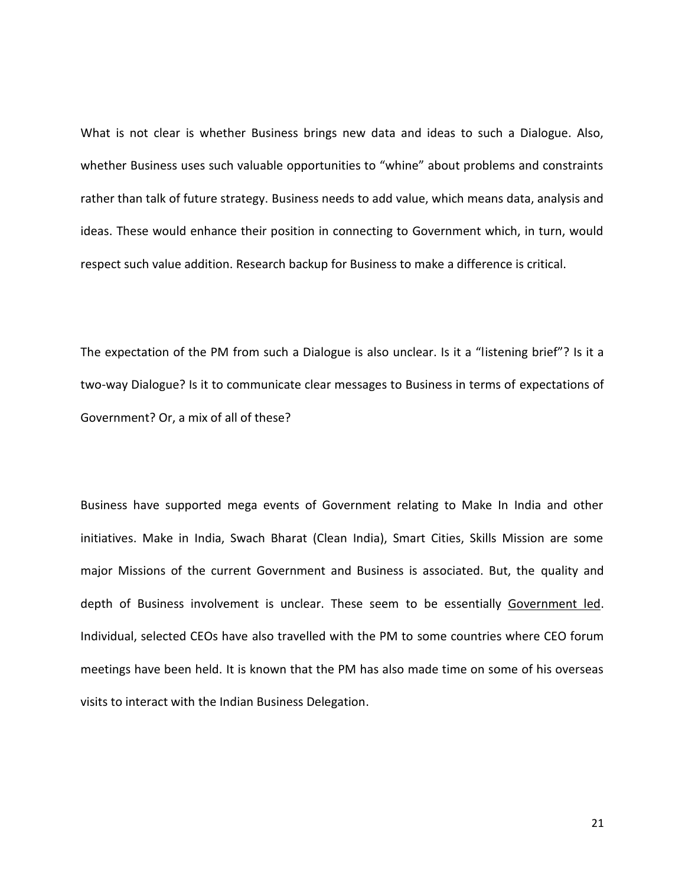What is not clear is whether Business brings new data and ideas to such a Dialogue. Also, whether Business uses such valuable opportunities to "whine" about problems and constraints rather than talk of future strategy. Business needs to add value, which means data, analysis and ideas. These would enhance their position in connecting to Government which, in turn, would respect such value addition. Research backup for Business to make a difference is critical.

The expectation of the PM from such a Dialogue is also unclear. Is it a "listening brief"? Is it a two-way Dialogue? Is it to communicate clear messages to Business in terms of expectations of Government? Or, a mix of all of these?

Business have supported mega events of Government relating to Make In India and other initiatives. Make in India, Swach Bharat (Clean India), Smart Cities, Skills Mission are some major Missions of the current Government and Business is associated. But, the quality and depth of Business involvement is unclear. These seem to be essentially <u>Government led</u>. Individual, selected CEOs have also travelled with the PM to some countries where CEO forum meetings have been held. It is known that the PM has also made time on some of his overseas visits to interact with the Indian Business Delegation.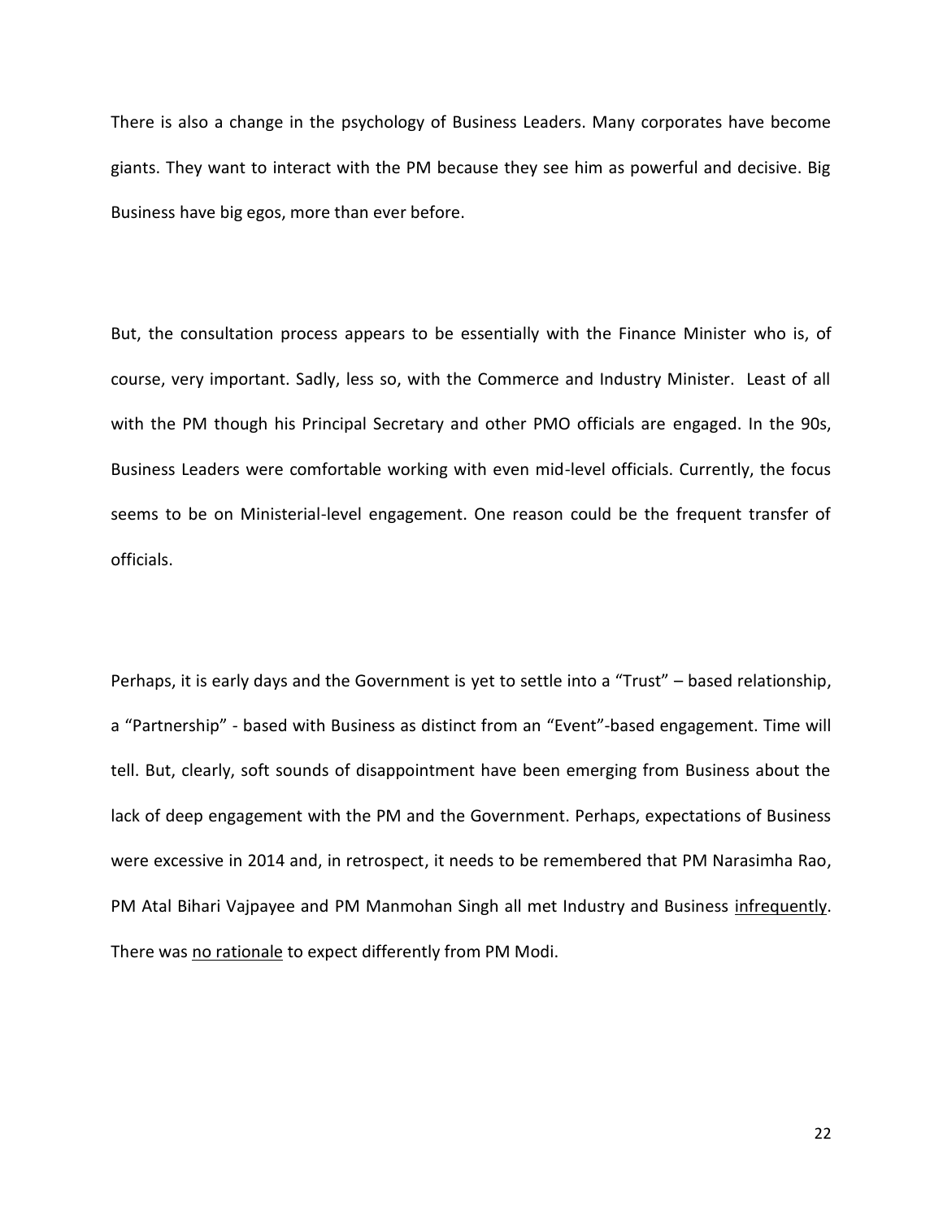There is also a change in the psychology of Business Leaders. Many corporates have become giants. They want to interact with the PM because they see him as powerful and decisive. Big Business have big egos, more than ever before.

But, the consultation process appears to be essentially with the Finance Minister who is, of course, very important. Sadly, less so, with the Commerce and Industry Minister. Least of all with the PM though his Principal Secretary and other PMO officials are engaged. In the 90s, Business Leaders were comfortable working with even mid-level officials. Currently, the focus seems to be on Ministerial-level engagement. One reason could be the frequent transfer of officials.

Perhaps, it is early days and the Government is yet to settle into a "Trust" – based relationship, a "Partnership" - based with Business as distinct from an "Event"-based engagement. Time will tell. But, clearly, soft sounds of disappointment have been emerging from Business about the lack of deep engagement with the PM and the Government. Perhaps, expectations of Business were excessive in 2014 and, in retrospect, it needs to be remembered that PM Narasimha Rao, PM Atal Bihari Vajpayee and PM Manmohan Singh all met Industry and Business <u>infrequently</u>. There was <u>no rationale</u> to expect differently from PM Modi.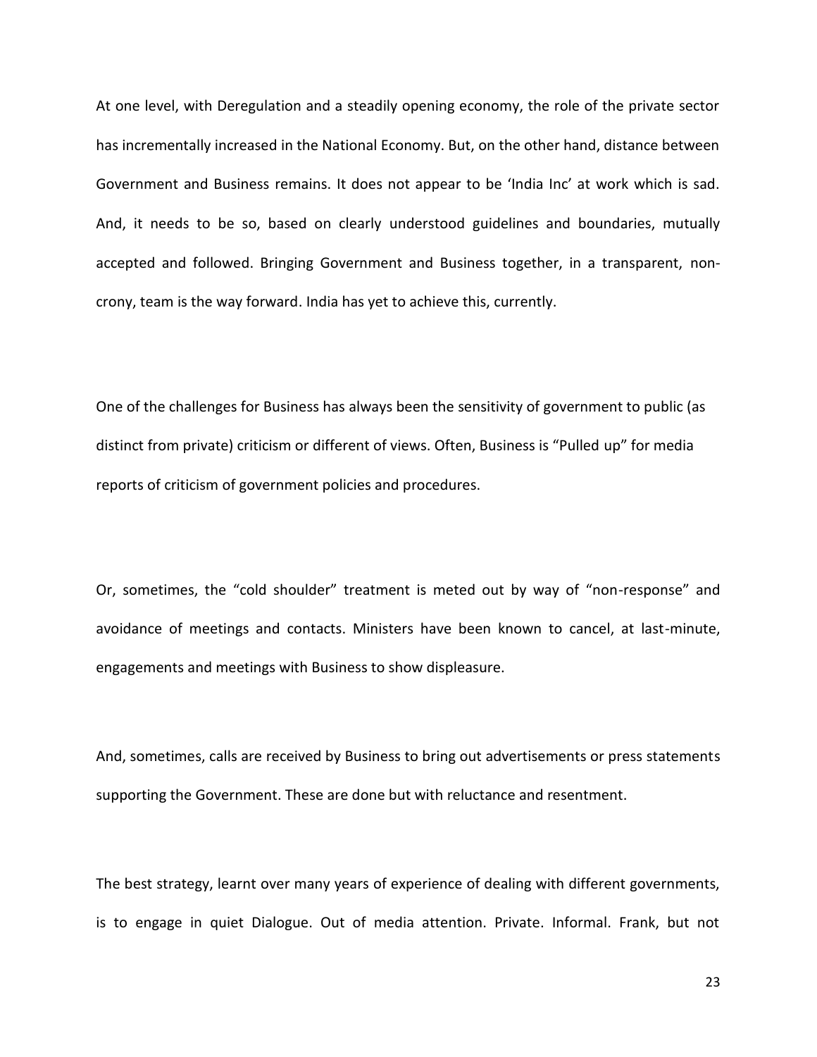At one level, with Deregulation and a steadily opening economy, the role of the private sector has incrementally increased in the National Economy. But, on the other hand, distance between Government and Business remains. It does not appear to be 'India Inc' at work which is sad. And, it needs to be so, based on clearly understood guidelines and boundaries, mutually accepted and followed. Bringing Government and Business together, in a transparent, non-crony, team is the way forward. India has yet to achieve this, currently.

One of the challenges for Business has always been the sensitivity of government to public (as distinct from private) criticism or different of views. Often, Business is "Pulled up" for media reports of criticism of government policies and procedures.

Or, sometimes, the "cold shoulder" treatment is meted out by way of "non-response" and avoidance of meetings and contacts. Ministers have been known to cancel, at last-minute, engagements and meetings with Business to show displeasure.

And, sometimes, calls are received by Business to bring out advertisements or press statements supporting the Government. These are done but with reluctance and resentment.

The best strategy, learnt over many years of experience of dealing with different governments, is to engage in quiet Dialogue. Out of media attention. Private. Informal. Frank, but not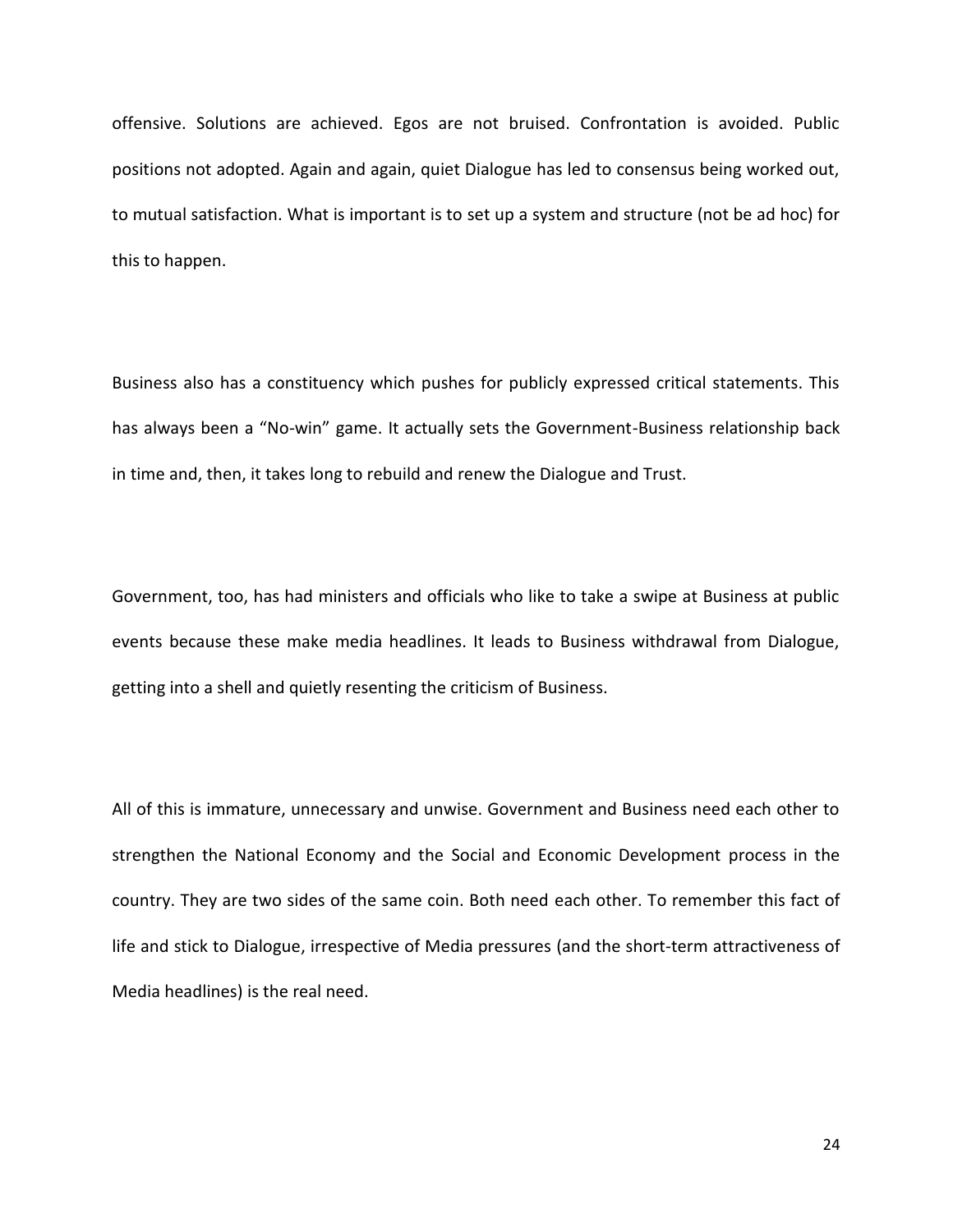offensive. Solutions are achieved. Egos are not bruised. Confrontation is avoided. Public positions not adopted. Again and again, quiet Dialogue has led to consensus being worked out, to mutual satisfaction. What is important is to set up a system and structure (not be ad hoc) for this to happen.

Business also has a constituency which pushes for publicly expressed critical statements. This has always been a "No-win" game. It actually sets the Government-Business relationship back in time and, then, it takes long to rebuild and renew the Dialogue and Trust.

Government, too, has had ministers and officials who like to take a swipe at Business at public events because these make media headlines. It leads to Business withdrawal from Dialogue, getting into a shell and quietly resenting the criticism of Business.

All of this is immature, unnecessary and unwise. Government and Business need each other to strengthen the National Economy and the Social and Economic Development process in the country. They are two sides of the same coin. Both need each other. To remember this fact of life and stick to Dialogue, irrespective of Media pressures (and the short-term attractiveness of Media headlines) is the real need.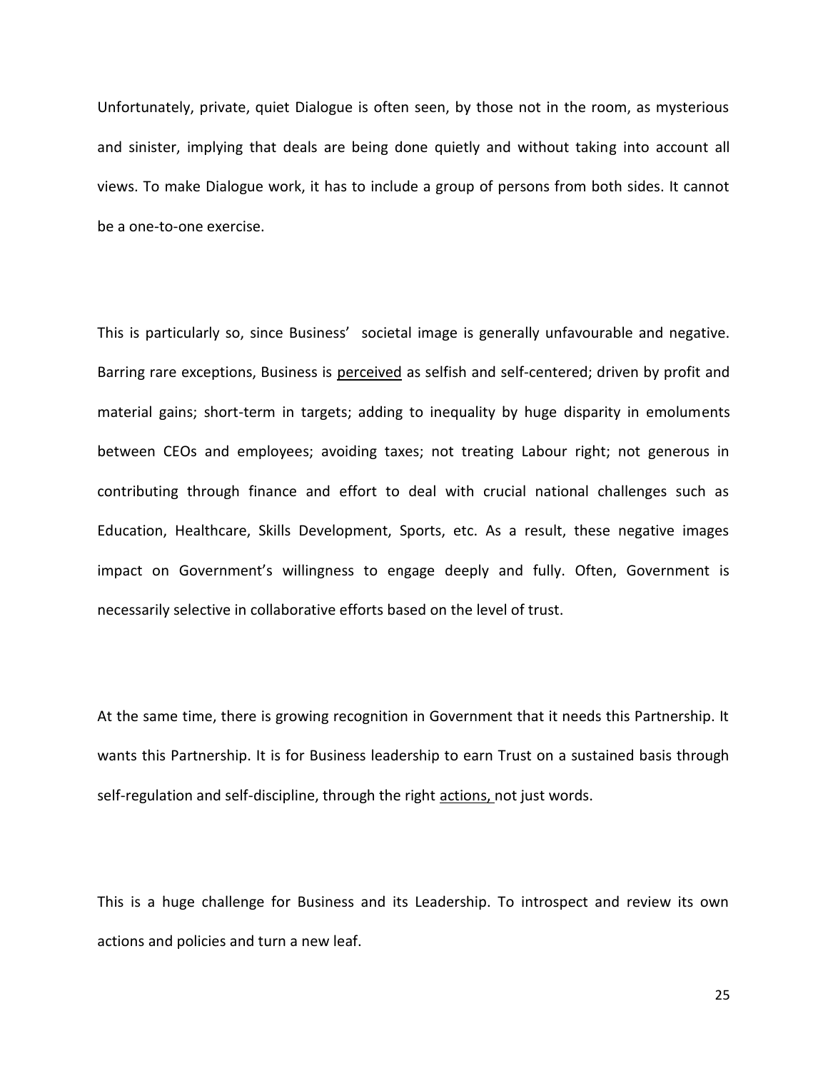Unfortunately, private, quiet Dialogue is often seen, by those not in the room, as mysterious and sinister, implying that deals are being done quietly and without taking into account all views. To make Dialogue work, it has to include a group of persons from both sides. It cannot be a one-to-one exercise.

This is particularly so, since Business' societal image is generally unfavourable and negative. Barring rare exceptions, Business is <u>perceived</u> as selfish and self-centered; driven by profit and material gains; short-term in targets; adding to inequality by huge disparity in emoluments between CEOs and employees; avoiding taxes; not treating Labour right; not generous in contributing through finance and effort to deal with crucial national challenges such as Education, Healthcare, Skills Development, Sports, etc. As a result, these negative images impact on Government's willingness to engage deeply and fully. Often, Government is necessarily selective in collaborative efforts based on the level of trust.

At the same time, there is growing recognition in Government that it needs this Partnership. It wants this Partnership. It is for Business leadership to earn Trust on a sustained basis through self-regulation and self-discipline, through the right <u>actions,</u> not just words.

This is a huge challenge for Business and its Leadership. To introspect and review its own actions and policies and turn a new leaf.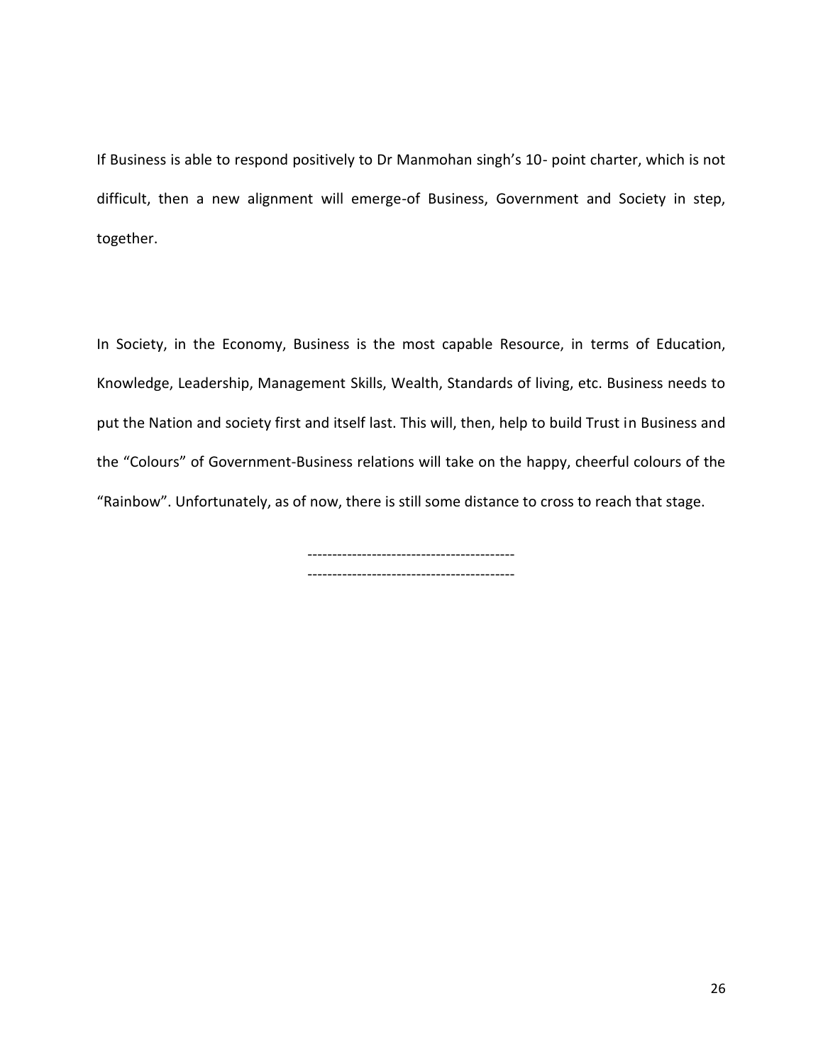If Business is able to respond positively to Dr Manmohan singh's 10- point charter, which is not difficult, then a new alignment will emerge-of Business, Government and Society in step, together.

In Society, in the Economy, Business is the most capable Resource, in terms of Education, Knowledge, Leadership, Management Skills, Wealth, Standards of living, etc. Business needs to put the Nation and society first and itself last. This will, then, help to build Trust in Business and the "Colours" of Government-Business relations will take on the happy, cheerful colours of the "Rainbow". Unfortunately, as of now, there is still some distance to cross to reach that stage.

------------------------------------------
------------------------------------------